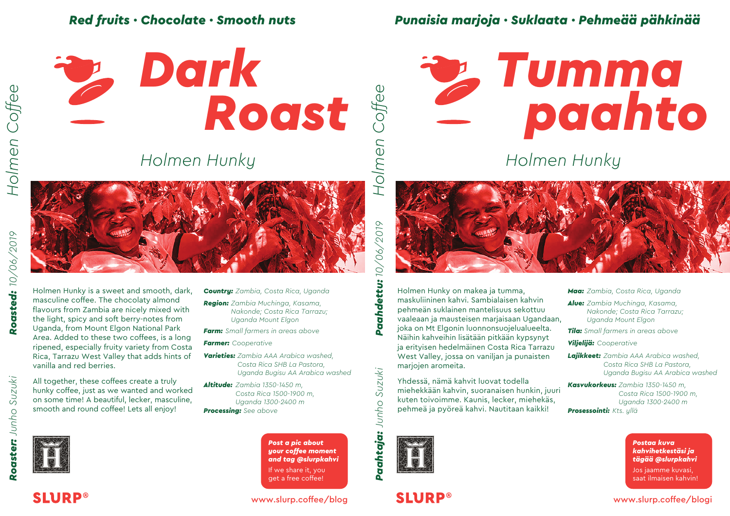Red fruits · Chocolate · Smooth nuts

# Dark Roast

## Holmen Hunky

Holmen Coffee

**Roasted:** 10/06/2019

**Roaster:** Junho Suzuki

Holmen Hunky is a sweet and smooth, dark, masculine coffee. The chocolaty almond flavours from Zambia are nicely mixed with the light, spicy and soft berry-notes from Uganda, from Mount Elgon National Park Area. Added to these two coffees, is a long ripened, especially fruity variety from Costa Rica, Tarrazu West Valley that adds hints of vanilla and red berries.

All together, these coffees create a truly hunky coffee, just as we wanted and worked on some time! A beautiful, lecker, masculine, smooth and round coffee! Lets all enjoy!

**Country:** *Zambia, Costa Rica, Uganda*

**Region:** *Zambia Muchinga, Kasama, Nakonde; Costa Rica Tarrazu; Uganda Mount Elgon*

**Farm:** *Small farmers in areas above*

**Farmer:** *Cooperative*

**Varieties:** *Zambia AAA Arabica washed, Costa Rica SHB La Pastora, Uganda Bugisu AA Arabica washed*

**Altitude:** *Zambia 1350-1450 m, Costa Rica 1500-1900 m, Uganda 1300-2400 m*

**Processing:** *See above*

**Post a pic about your coffee moment and tag @slurpkahvi**

If we share it, you get a free coffee!

SLURP®

www.slurp.coffee/blog

---

Punaisia marjoja · Suklaata · Pehmeää pähkinää

# Tumma paahto

## Holmen Hunky

Holmen Coffee

**Paahdettu:** 10/06/2019

**Paahtaja:** Junho Suzuki

Holmen Hunky on makea ja tumma, maskuliininen kahvi. Sambialaisen kahvin pehmeän suklainen mantelisuus sekottuu vaaleaan ja mausteiseen marjaisaan Ugandaan, joka on Mt Elgonin luonnonsuojelualueelta. Näihin kahveihin lisätään pitkään kypsynyt ja erityisen hedelmäinen Costa Rica Tarrazu West Valley, jossa on vaniljan ja punaisten marjojen aromeita.

Yhdessä, nämä kahvit luovat todella miehekkään kahvin, suoranaisen hunkin, juuri kuten toivoimme. Kaunis, lecker, miehekäs, pehmeä ja pyöreä kahvi. Nautitaan kaikki!

**Maa:** *Zambia, Costa Rica, Uganda*

**Alue:** *Zambia Muchinga, Kasama, Nakonde; Costa Rica Tarrazu; Uganda Mount Elgon*

**Tila:** *Small farmers in areas above*

**Viljelijä:** *Cooperative*

**Lajikkeet:** *Zambia AAA Arabica washed, Costa Rica SHB La Pastora, Uganda Bugisu AA Arabica washed*

**Kasvukorkeus:** *Zambia 1350-1450 m, Costa Rica 1500-1900 m, Uganda 1300-2400 m*

**Prosessointi:** *Kts. yllä*

**Postaa kuva kahvihetkestäsi ja tägää @slurpkahvi**

Jos jaamme kuvasi, saat ilmaisen kahvin!

SLURP®

www.slurp.coffee/blogi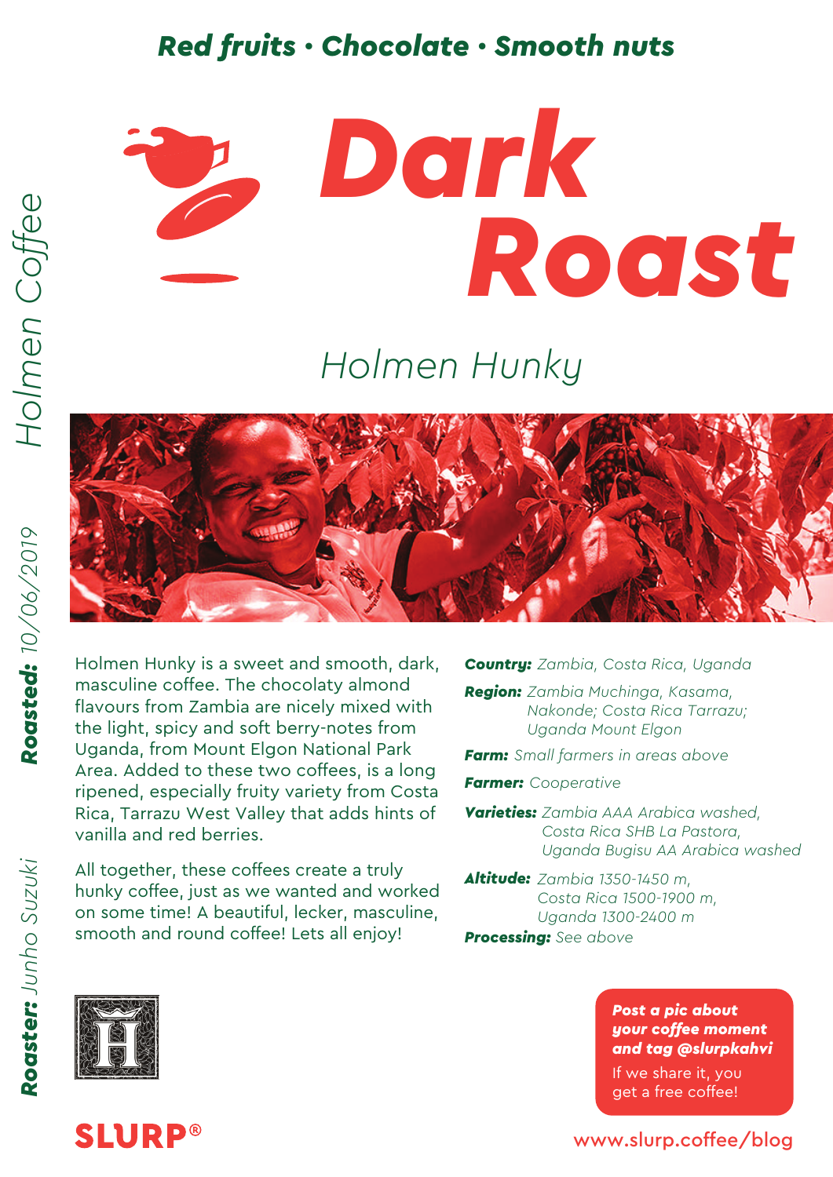**Red fruits • Chocolate • Smooth nuts**

# Dark Roast

## Holmen Hunky

*Holmen Coffee*

***Roasted:*** *10/06/2019*

***Roaster:*** *Junho Suzuki*

Holmen Hunky is a sweet and smooth, dark, masculine coffee. The chocolaty almond flavours from Zambia are nicely mixed with the light, spicy and soft berry-notes from Uganda, from Mount Elgon National Park Area. Added to these two coffees, is a long ripened, especially fruity variety from Costa Rica, Tarrazu West Valley that adds hints of vanilla and red berries.

All together, these coffees create a truly hunky coffee, just as we wanted and worked on some time! A beautiful, lecker, masculine, smooth and round coffee! Lets all enjoy!

***Country:*** *Zambia, Costa Rica, Uganda*

***Region:*** *Zambia Muchinga, Kasama, Nakonde; Costa Rica Tarrazu; Uganda Mount Elgon*

***Farm:*** *Small farmers in areas above*

***Farmer:*** *Cooperative*

***Varieties:*** *Zambia AAA Arabica washed, Costa Rica SHB La Pastora, Uganda Bugisu AA Arabica washed*

***Altitude:*** *Zambia 1350-1450 m, Costa Rica 1500-1900 m, Uganda 1300-2400 m*

***Processing:*** *See above*

***Post a pic about your coffee moment and tag @slurpkahvi***

If we share it, you get a free coffee!

**SLURP®**

www.slurp.coffee/blog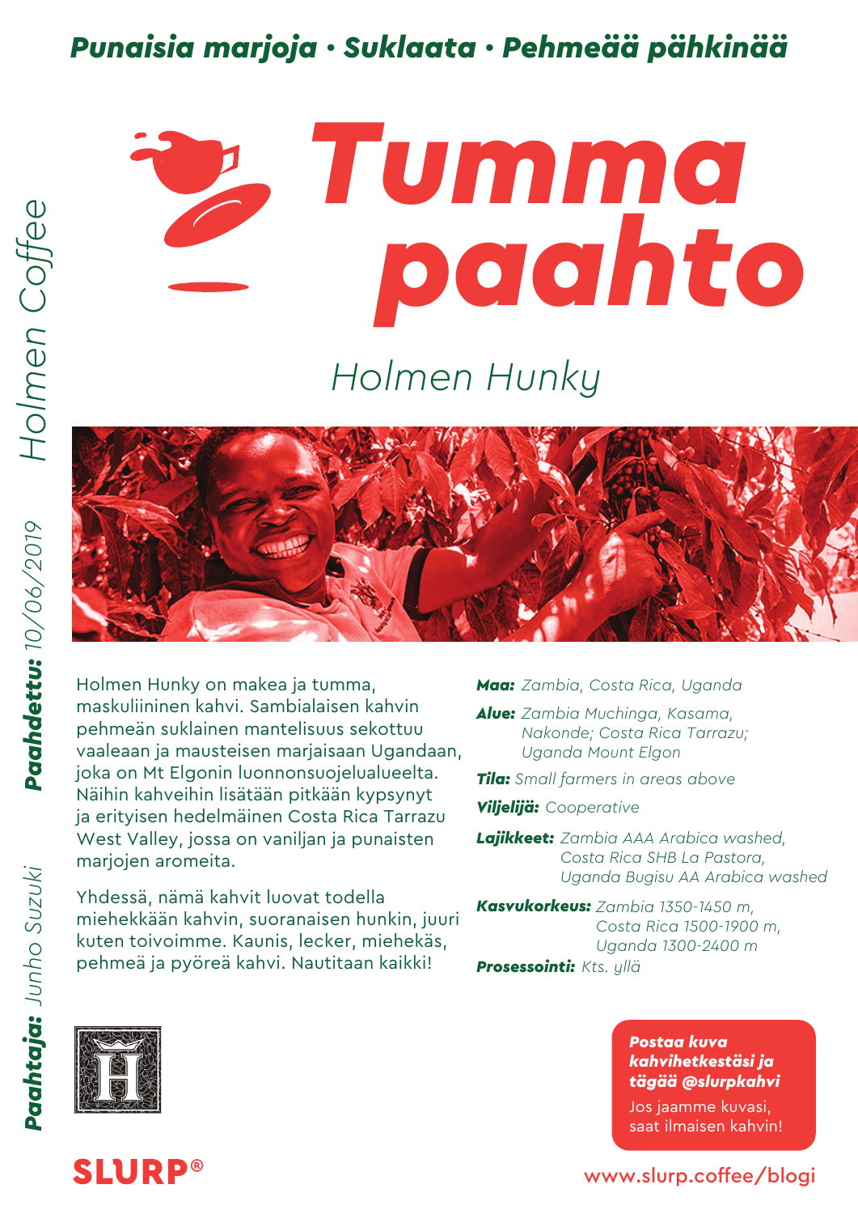**Punaisia marjoja • Suklaata • Pehmeää pähkinää**

# Tumma paahto

## Holmen Hunky

*Holmen Coffee*

***Paahdettu:*** *10/06/2019*

***Paahtaja:*** *Junho Suzuki*

Holmen Hunky on makea ja tumma, maskuliininen kahvi. Sambialaisen kahvin pehmeän suklainen mantelisuus sekottuu vaaleaan ja mausteisen marjaisaan Ugandaan, joka on Mt Elgonin luonnonsuojelualueelta. Näihin kahveihin lisätään pitkään kypsynyt ja erityisen hedelmäinen Costa Rica Tarrazu West Valley, jossa on vaniljan ja punaisten marjojen aromeita.

Yhdessä, nämä kahvit luovat todella miehekkään kahvin, suoranaisen hunkin, juuri kuten toivoimme. Kaunis, lecker, miehekäs, pehmeä ja pyöreä kahvi. Nautitaan kaikki!

***Maa:*** *Zambia, Costa Rica, Uganda*

***Alue:*** *Zambia Muchinga, Kasama, Nakonde; Costa Rica Tarrazu; Uganda Mount Elgon*

***Tila:*** *Small farmers in areas above*

***Viljelijä:*** *Cooperative*

***Lajikkeet:*** *Zambia AAA Arabica washed, Costa Rica SHB La Pastora, Uganda Bugisu AA Arabica washed*

***Kasvukorkeus:*** *Zambia 1350-1450 m, Costa Rica 1500-1900 m, Uganda 1300-2400 m*

***Prosessointi:*** *Kts. yllä*

***Postaa kuva kahvihetkestäsi ja tägää @slurpkahvi***

Jos jaamme kuvasi, saat ilmaisen kahvin!

SLURP®

www.slurp.coffee/blogi